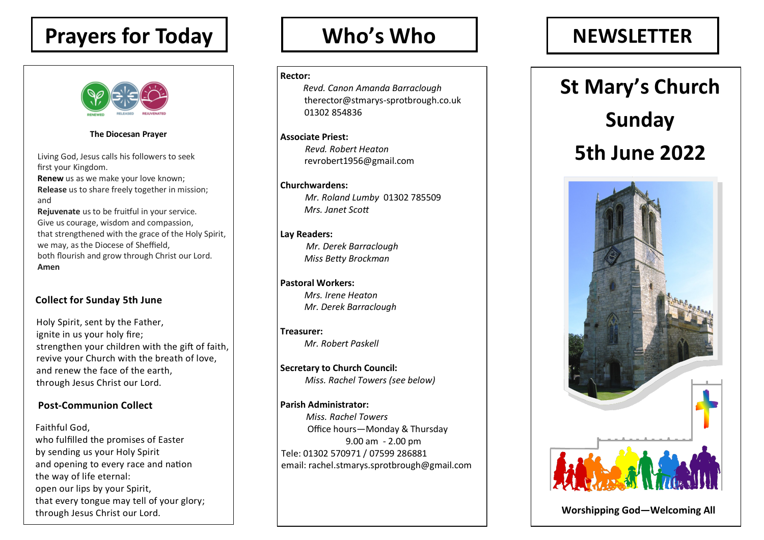# Prayers for Today

RENEWED RELEASED REJUVENATED

**The Diocesan Prayer**

Living God, Jesus calls his followers to seek first your Kingdom.
**Renew** us as we make your love known;
**Release** us to share freely together in mission; and
**Rejuvenate** us to be fruitful in your service.
Give us courage, wisdom and compassion,
that strengthened with the grace of the Holy Spirit,
we may, as the Diocese of Sheffield,
both flourish and grow through Christ our Lord.
**Amen**

### Collect for Sunday 5th June

Holy Spirit, sent by the Father,
ignite in us your holy fire;
strengthen your children with the gift of faith,
revive your Church with the breath of love,
and renew the face of the earth,
through Jesus Christ our Lord.

### Post-Communion Collect

Faithful God,
who fulfilled the promises of Easter
by sending us your Holy Spirit
and opening to every race and nation
the way of life eternal:
open our lips by your Spirit,
that every tongue may tell of your glory;
through Jesus Christ our Lord.

# Who's Who

**Rector:**
*Revd. Canon Amanda Barraclough*
therector@stmarys-sprotbrough.co.uk
01302 854836

**Associate Priest:**
*Revd. Robert Heaton*
revrobert1956@gmail.com

**Churchwardens:**
*Mr. Roland Lumby* 01302 785509
*Mrs. Janet Scott*

**Lay Readers:**
*Mr. Derek Barraclough*
*Miss Betty Brockman*

**Pastoral Workers:**
*Mrs. Irene Heaton*
*Mr. Derek Barraclough*

**Treasurer:**
*Mr. Robert Paskell*

**Secretary to Church Council:**
*Miss. Rachel Towers (see below)*

**Parish Administrator:**
*Miss. Rachel Towers*
Office hours—Monday & Thursday
9.00 am - 2.00 pm
Tele: 01302 570971 / 07599 286881
email: rachel.stmarys.sprotbrough@gmail.com

# NEWSLETTER

## St Mary's Church
## Sunday
## 5th June 2022

**Worshipping God—Welcoming All**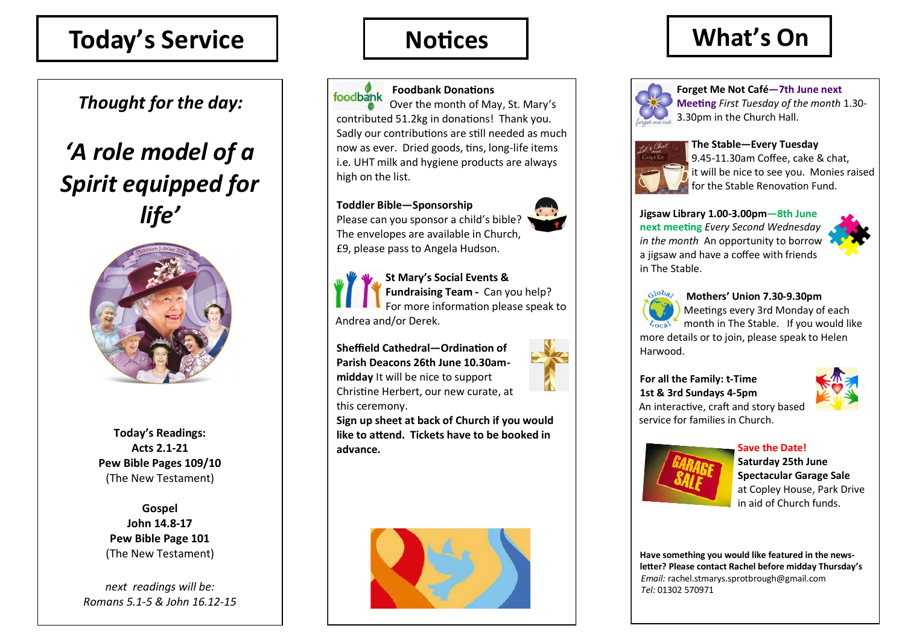# Today's Service

*Thought for the day:*

## *'A role model of a Spirit equipped for life'*

**Today's Readings:**
**Acts 2.1-21**
**Pew Bible Pages 109/10**
(The New Testament)

**Gospel**
**John 14.8-17**
**Pew Bible Page 101**
(The New Testament)

*next readings will be:*
*Romans 5.1-5 & John 16.12-15*

# Notices

**Foodbank Donations**
Over the month of May, St. Mary's contributed 51.2kg in donations! Thank you. Sadly our contributions are still needed as much now as ever. Dried goods, tins, long-life items i.e. UHT milk and hygiene products are always high on the list.

**Toddler Bible—Sponsorship**
Please can you sponsor a child's bible? The envelopes are available in Church, £9, please pass to Angela Hudson.

**St Mary's Social Events & Fundraising Team -** Can you help? For more information please speak to Andrea and/or Derek.

**Sheffield Cathedral—Ordination of Parish Deacons 26th June 10.30am-midday** It will be nice to support Christine Herbert, our new curate, at this ceremony.
**Sign up sheet at back of Church if you would like to attend. Tickets have to be booked in advance.**

# What's On

**Forget Me Not Café—7th June next Meeting** *First Tuesday of the month* 1.30-3.30pm in the Church Hall.

**The Stable—Every Tuesday**
9.45-11.30am Coffee, cake & chat, it will be nice to see you. Monies raised for the Stable Renovation Fund.

**Jigsaw Library 1.00-3.00pm—8th June next meeting** *Every Second Wednesday in the month* An opportunity to borrow a jigsaw and have a coffee with friends in The Stable.

**Mothers' Union 7.30-9.30pm**
Meetings every 3rd Monday of each month in The Stable. If you would like more details or to join, please speak to Helen Harwood.

**For all the Family: t-Time**
**1st & 3rd Sundays 4-5pm**
An interactive, craft and story based service for families in Church.

**Save the Date!**
**Saturday 25th June**
**Spectacular Garage Sale**
at Copley House, Park Drive in aid of Church funds.

**Have something you would like featured in the news-letter? Please contact Rachel before midday Thursday's**
*Email:* rachel.stmarys.sprotbrough@gmail.com
*Tel:* 01302 570971